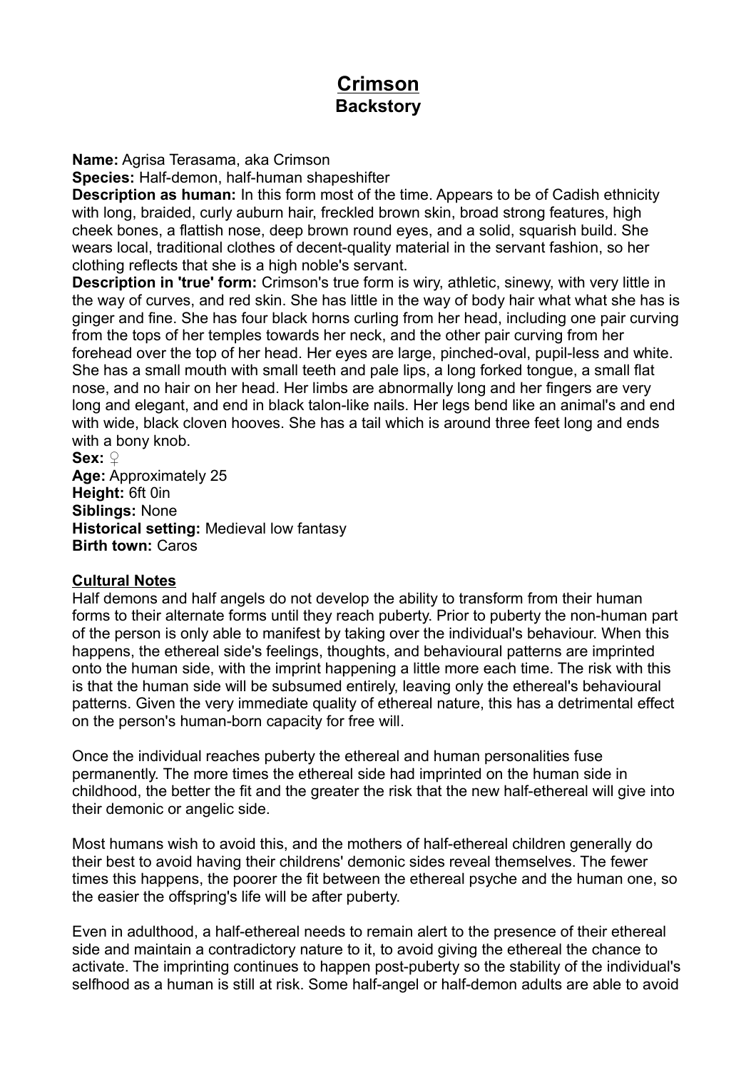# Crimson

## Backstory

**Name:** Agrisa Terasama, aka Crimson
**Species:** Half-demon, half-human shapeshifter
**Description as human:** In this form most of the time. Appears to be of Cadish ethnicity with long, braided, curly auburn hair, freckled brown skin, broad strong features, high cheek bones, a flattish nose, deep brown round eyes, and a solid, squarish build. She wears local, traditional clothes of decent-quality material in the servant fashion, so her clothing reflects that she is a high noble's servant.
**Description in 'true' form:** Crimson's true form is wiry, athletic, sinewy, with very little in the way of curves, and red skin. She has little in the way of body hair what what she has is ginger and fine. She has four black horns curling from her head, including one pair curving from the tops of her temples towards her neck, and the other pair curving from her forehead over the top of her head. Her eyes are large, pinched-oval, pupil-less and white. She has a small mouth with small teeth and pale lips, a long forked tongue, a small flat nose, and no hair on her head. Her limbs are abnormally long and her fingers are very long and elegant, and end in black talon-like nails. Her legs bend like an animal's and end with wide, black cloven hooves. She has a tail which is around three feet long and ends with a bony knob.
**Sex:** ♀
**Age:** Approximately 25
**Height:** 6ft 0in
**Siblings:** None
**Historical setting:** Medieval low fantasy
**Birth town:** Caros

### Cultural Notes

Half demons and half angels do not develop the ability to transform from their human forms to their alternate forms until they reach puberty. Prior to puberty the non-human part of the person is only able to manifest by taking over the individual's behaviour. When this happens, the ethereal side's feelings, thoughts, and behavioural patterns are imprinted onto the human side, with the imprint happening a little more each time. The risk with this is that the human side will be subsumed entirely, leaving only the ethereal's behavioural patterns. Given the very immediate quality of ethereal nature, this has a detrimental effect on the person's human-born capacity for free will.

Once the individual reaches puberty the ethereal and human personalities fuse permanently. The more times the ethereal side had imprinted on the human side in childhood, the better the fit and the greater the risk that the new half-ethereal will give into their demonic or angelic side.

Most humans wish to avoid this, and the mothers of half-ethereal children generally do their best to avoid having their childrens' demonic sides reveal themselves. The fewer times this happens, the poorer the fit between the ethereal psyche and the human one, so the easier the offspring's life will be after puberty.

Even in adulthood, a half-ethereal needs to remain alert to the presence of their ethereal side and maintain a contradictory nature to it, to avoid giving the ethereal the chance to activate. The imprinting continues to happen post-puberty so the stability of the individual's selfhood as a human is still at risk. Some half-angel or half-demon adults are able to avoid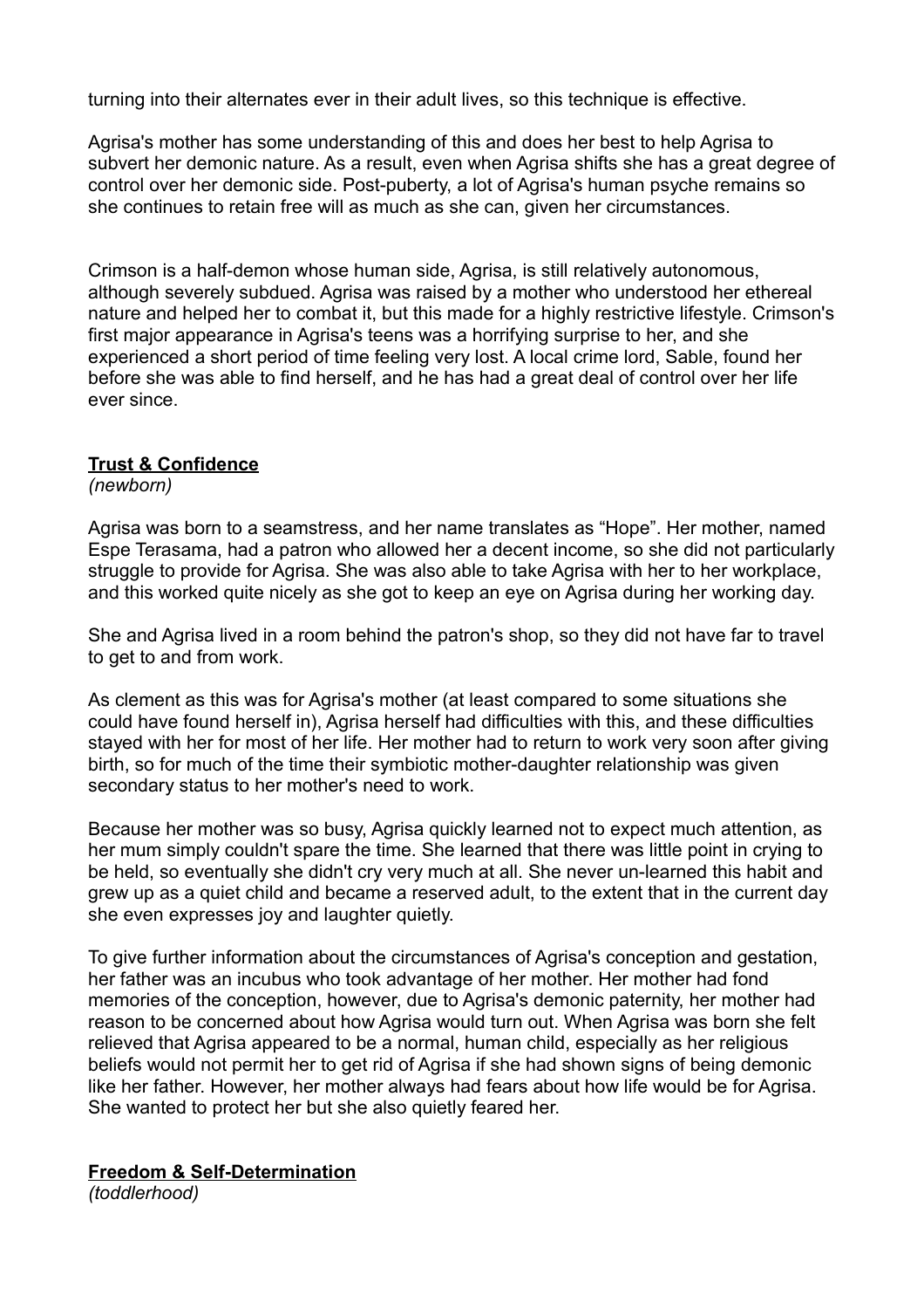turning into their alternates ever in their adult lives, so this technique is effective.

Agrisa's mother has some understanding of this and does her best to help Agrisa to subvert her demonic nature. As a result, even when Agrisa shifts she has a great degree of control over her demonic side. Post-puberty, a lot of Agrisa's human psyche remains so she continues to retain free will as much as she can, given her circumstances.

Crimson is a half-demon whose human side, Agrisa, is still relatively autonomous, although severely subdued. Agrisa was raised by a mother who understood her ethereal nature and helped her to combat it, but this made for a highly restrictive lifestyle. Crimson's first major appearance in Agrisa's teens was a horrifying surprise to her, and she experienced a short period of time feeling very lost. A local crime lord, Sable, found her before she was able to find herself, and he has had a great deal of control over her life ever since.

## **Trust & Confidence**

*(newborn)*

Agrisa was born to a seamstress, and her name translates as "Hope". Her mother, named Espe Terasama, had a patron who allowed her a decent income, so she did not particularly struggle to provide for Agrisa. She was also able to take Agrisa with her to her workplace, and this worked quite nicely as she got to keep an eye on Agrisa during her working day.

She and Agrisa lived in a room behind the patron's shop, so they did not have far to travel to get to and from work.

As clement as this was for Agrisa's mother (at least compared to some situations she could have found herself in), Agrisa herself had difficulties with this, and these difficulties stayed with her for most of her life. Her mother had to return to work very soon after giving birth, so for much of the time their symbiotic mother-daughter relationship was given secondary status to her mother's need to work.

Because her mother was so busy, Agrisa quickly learned not to expect much attention, as her mum simply couldn't spare the time. She learned that there was little point in crying to be held, so eventually she didn't cry very much at all. She never un-learned this habit and grew up as a quiet child and became a reserved adult, to the extent that in the current day she even expresses joy and laughter quietly.

To give further information about the circumstances of Agrisa's conception and gestation, her father was an incubus who took advantage of her mother. Her mother had fond memories of the conception, however, due to Agrisa's demonic paternity, her mother had reason to be concerned about how Agrisa would turn out. When Agrisa was born she felt relieved that Agrisa appeared to be a normal, human child, especially as her religious beliefs would not permit her to get rid of Agrisa if she had shown signs of being demonic like her father. However, her mother always had fears about how life would be for Agrisa. She wanted to protect her but she also quietly feared her.

## **Freedom & Self-Determination**

*(toddlerhood)*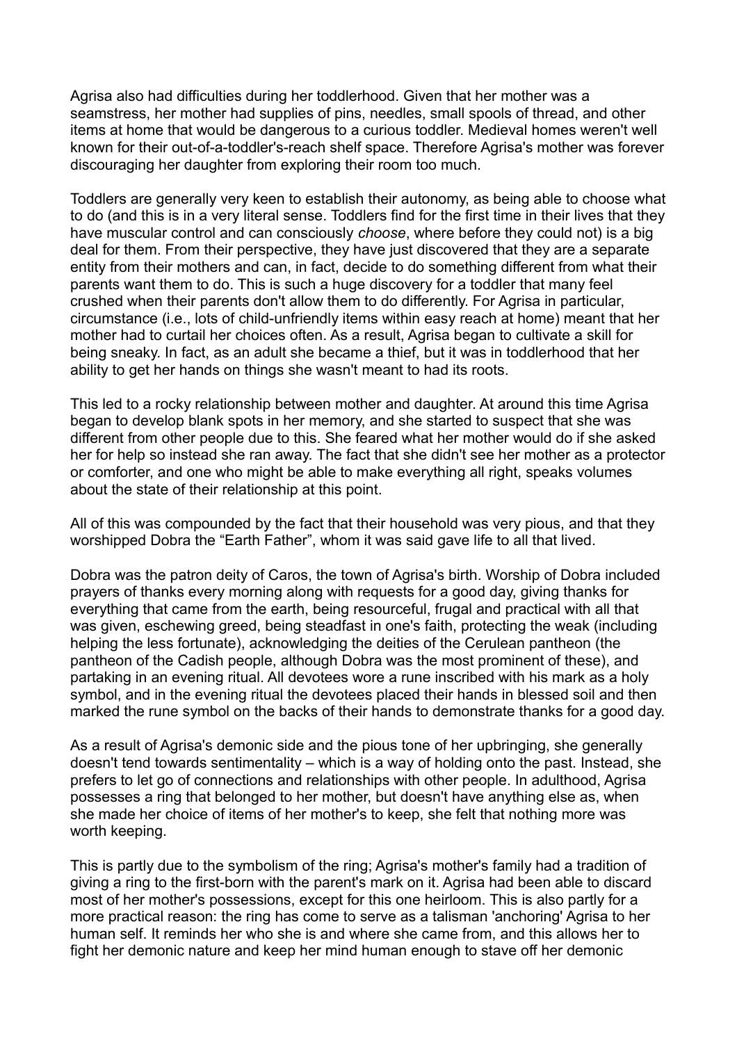Agrisa also had difficulties during her toddlerhood. Given that her mother was a seamstress, her mother had supplies of pins, needles, small spools of thread, and other items at home that would be dangerous to a curious toddler. Medieval homes weren't well known for their out-of-a-toddler's-reach shelf space. Therefore Agrisa's mother was forever discouraging her daughter from exploring their room too much.

Toddlers are generally very keen to establish their autonomy, as being able to choose what to do (and this is in a very literal sense. Toddlers find for the first time in their lives that they have muscular control and can consciously *choose*, where before they could not) is a big deal for them. From their perspective, they have just discovered that they are a separate entity from their mothers and can, in fact, decide to do something different from what their parents want them to do. This is such a huge discovery for a toddler that many feel crushed when their parents don't allow them to do differently. For Agrisa in particular, circumstance (i.e., lots of child-unfriendly items within easy reach at home) meant that her mother had to curtail her choices often. As a result, Agrisa began to cultivate a skill for being sneaky. In fact, as an adult she became a thief, but it was in toddlerhood that her ability to get her hands on things she wasn't meant to had its roots.

This led to a rocky relationship between mother and daughter. At around this time Agrisa began to develop blank spots in her memory, and she started to suspect that she was different from other people due to this. She feared what her mother would do if she asked her for help so instead she ran away. The fact that she didn't see her mother as a protector or comforter, and one who might be able to make everything all right, speaks volumes about the state of their relationship at this point.

All of this was compounded by the fact that their household was very pious, and that they worshipped Dobra the "Earth Father", whom it was said gave life to all that lived.

Dobra was the patron deity of Caros, the town of Agrisa's birth. Worship of Dobra included prayers of thanks every morning along with requests for a good day, giving thanks for everything that came from the earth, being resourceful, frugal and practical with all that was given, eschewing greed, being steadfast in one's faith, protecting the weak (including helping the less fortunate), acknowledging the deities of the Cerulean pantheon (the pantheon of the Cadish people, although Dobra was the most prominent of these), and partaking in an evening ritual. All devotees wore a rune inscribed with his mark as a holy symbol, and in the evening ritual the devotees placed their hands in blessed soil and then marked the rune symbol on the backs of their hands to demonstrate thanks for a good day.

As a result of Agrisa's demonic side and the pious tone of her upbringing, she generally doesn't tend towards sentimentality – which is a way of holding onto the past. Instead, she prefers to let go of connections and relationships with other people. In adulthood, Agrisa possesses a ring that belonged to her mother, but doesn't have anything else as, when she made her choice of items of her mother's to keep, she felt that nothing more was worth keeping.

This is partly due to the symbolism of the ring; Agrisa's mother's family had a tradition of giving a ring to the first-born with the parent's mark on it. Agrisa had been able to discard most of her mother's possessions, except for this one heirloom. This is also partly for a more practical reason: the ring has come to serve as a talisman 'anchoring' Agrisa to her human self. It reminds her who she is and where she came from, and this allows her to fight her demonic nature and keep her mind human enough to stave off her demonic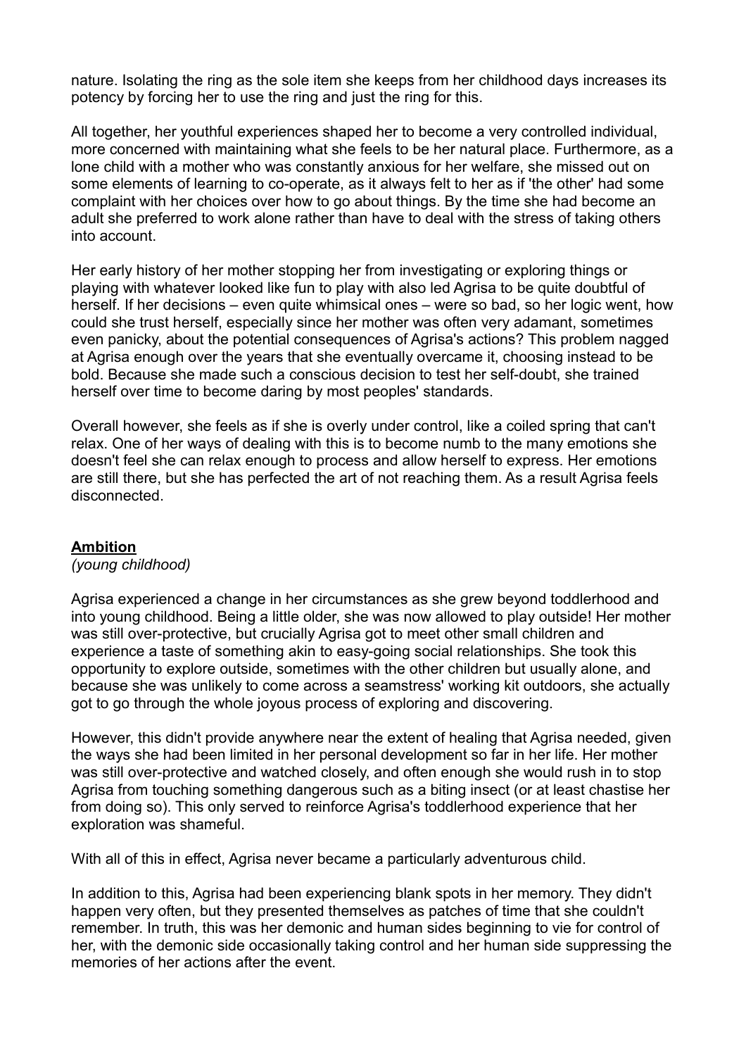nature. Isolating the ring as the sole item she keeps from her childhood days increases its potency by forcing her to use the ring and just the ring for this.

All together, her youthful experiences shaped her to become a very controlled individual, more concerned with maintaining what she feels to be her natural place. Furthermore, as a lone child with a mother who was constantly anxious for her welfare, she missed out on some elements of learning to co-operate, as it always felt to her as if 'the other' had some complaint with her choices over how to go about things. By the time she had become an adult she preferred to work alone rather than have to deal with the stress of taking others into account.

Her early history of her mother stopping her from investigating or exploring things or playing with whatever looked like fun to play with also led Agrisa to be quite doubtful of herself. If her decisions – even quite whimsical ones – were so bad, so her logic went, how could she trust herself, especially since her mother was often very adamant, sometimes even panicky, about the potential consequences of Agrisa's actions? This problem nagged at Agrisa enough over the years that she eventually overcame it, choosing instead to be bold. Because she made such a conscious decision to test her self-doubt, she trained herself over time to become daring by most peoples' standards.

Overall however, she feels as if she is overly under control, like a coiled spring that can't relax. One of her ways of dealing with this is to become numb to the many emotions she doesn't feel she can relax enough to process and allow herself to express. Her emotions are still there, but she has perfected the art of not reaching them. As a result Agrisa feels disconnected.

## **Ambition**

*(young childhood)*

Agrisa experienced a change in her circumstances as she grew beyond toddlerhood and into young childhood. Being a little older, she was now allowed to play outside! Her mother was still over-protective, but crucially Agrisa got to meet other small children and experience a taste of something akin to easy-going social relationships. She took this opportunity to explore outside, sometimes with the other children but usually alone, and because she was unlikely to come across a seamstress' working kit outdoors, she actually got to go through the whole joyous process of exploring and discovering.

However, this didn't provide anywhere near the extent of healing that Agrisa needed, given the ways she had been limited in her personal development so far in her life. Her mother was still over-protective and watched closely, and often enough she would rush in to stop Agrisa from touching something dangerous such as a biting insect (or at least chastise her from doing so). This only served to reinforce Agrisa's toddlerhood experience that her exploration was shameful.

With all of this in effect, Agrisa never became a particularly adventurous child.

In addition to this, Agrisa had been experiencing blank spots in her memory. They didn't happen very often, but they presented themselves as patches of time that she couldn't remember. In truth, this was her demonic and human sides beginning to vie for control of her, with the demonic side occasionally taking control and her human side suppressing the memories of her actions after the event.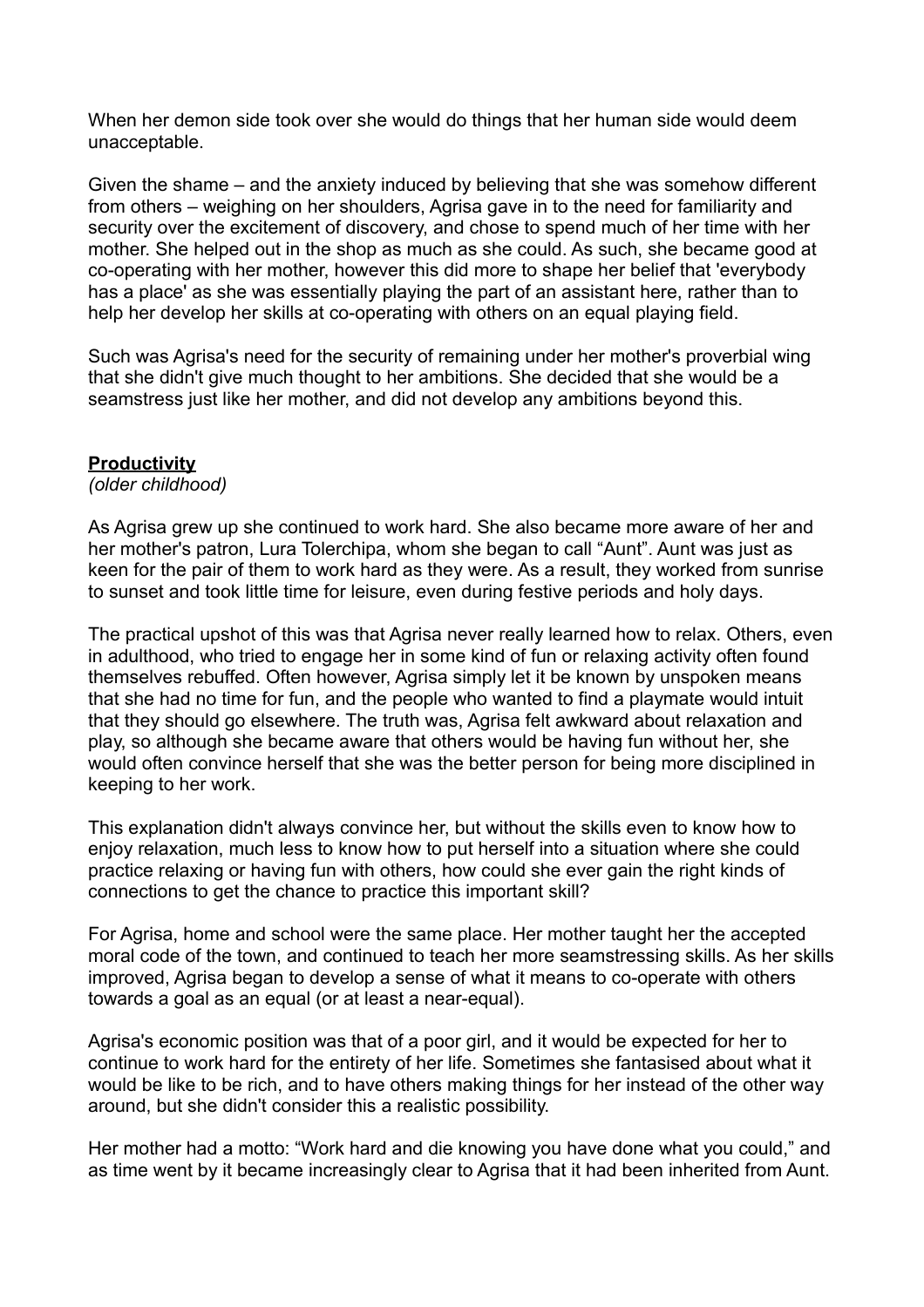When her demon side took over she would do things that her human side would deem unacceptable.

Given the shame – and the anxiety induced by believing that she was somehow different from others – weighing on her shoulders, Agrisa gave in to the need for familiarity and security over the excitement of discovery, and chose to spend much of her time with her mother. She helped out in the shop as much as she could. As such, she became good at co-operating with her mother, however this did more to shape her belief that 'everybody has a place' as she was essentially playing the part of an assistant here, rather than to help her develop her skills at co-operating with others on an equal playing field.

Such was Agrisa's need for the security of remaining under her mother's proverbial wing that she didn't give much thought to her ambitions. She decided that she would be a seamstress just like her mother, and did not develop any ambitions beyond this.

**Productivity**
*(older childhood)*

As Agrisa grew up she continued to work hard. She also became more aware of her and her mother's patron, Lura Tolerchipa, whom she began to call "Aunt". Aunt was just as keen for the pair of them to work hard as they were. As a result, they worked from sunrise to sunset and took little time for leisure, even during festive periods and holy days.

The practical upshot of this was that Agrisa never really learned how to relax. Others, even in adulthood, who tried to engage her in some kind of fun or relaxing activity often found themselves rebuffed. Often however, Agrisa simply let it be known by unspoken means that she had no time for fun, and the people who wanted to find a playmate would intuit that they should go elsewhere. The truth was, Agrisa felt awkward about relaxation and play, so although she became aware that others would be having fun without her, she would often convince herself that she was the better person for being more disciplined in keeping to her work.

This explanation didn't always convince her, but without the skills even to know how to enjoy relaxation, much less to know how to put herself into a situation where she could practice relaxing or having fun with others, how could she ever gain the right kinds of connections to get the chance to practice this important skill?

For Agrisa, home and school were the same place. Her mother taught her the accepted moral code of the town, and continued to teach her more seamstressing skills. As her skills improved, Agrisa began to develop a sense of what it means to co-operate with others towards a goal as an equal (or at least a near-equal).

Agrisa's economic position was that of a poor girl, and it would be expected for her to continue to work hard for the entirety of her life. Sometimes she fantasised about what it would be like to be rich, and to have others making things for her instead of the other way around, but she didn't consider this a realistic possibility.

Her mother had a motto: "Work hard and die knowing you have done what you could," and as time went by it became increasingly clear to Agrisa that it had been inherited from Aunt.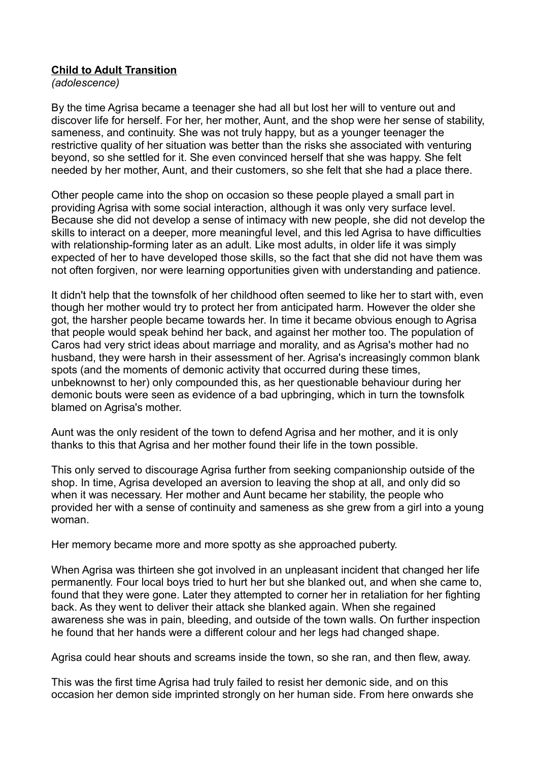**<u>Child to Adult Transition</u>**
*(adolescence)*

By the time Agrisa became a teenager she had all but lost her will to venture out and discover life for herself. For her, her mother, Aunt, and the shop were her sense of stability, sameness, and continuity. She was not truly happy, but as a younger teenager the restrictive quality of her situation was better than the risks she associated with venturing beyond, so she settled for it. She even convinced herself that she was happy. She felt needed by her mother, Aunt, and their customers, so she felt that she had a place there.

Other people came into the shop on occasion so these people played a small part in providing Agrisa with some social interaction, although it was only very surface level. Because she did not develop a sense of intimacy with new people, she did not develop the skills to interact on a deeper, more meaningful level, and this led Agrisa to have difficulties with relationship-forming later as an adult. Like most adults, in older life it was simply expected of her to have developed those skills, so the fact that she did not have them was not often forgiven, nor were learning opportunities given with understanding and patience.

It didn't help that the townsfolk of her childhood often seemed to like her to start with, even though her mother would try to protect her from anticipated harm. However the older she got, the harsher people became towards her. In time it became obvious enough to Agrisa that people would speak behind her back, and against her mother too. The population of Caros had very strict ideas about marriage and morality, and as Agrisa's mother had no husband, they were harsh in their assessment of her. Agrisa's increasingly common blank spots (and the moments of demonic activity that occurred during these times, unbeknownst to her) only compounded this, as her questionable behaviour during her demonic bouts were seen as evidence of a bad upbringing, which in turn the townsfolk blamed on Agrisa's mother.

Aunt was the only resident of the town to defend Agrisa and her mother, and it is only thanks to this that Agrisa and her mother found their life in the town possible.

This only served to discourage Agrisa further from seeking companionship outside of the shop. In time, Agrisa developed an aversion to leaving the shop at all, and only did so when it was necessary. Her mother and Aunt became her stability, the people who provided her with a sense of continuity and sameness as she grew from a girl into a young woman.

Her memory became more and more spotty as she approached puberty.

When Agrisa was thirteen she got involved in an unpleasant incident that changed her life permanently. Four local boys tried to hurt her but she blanked out, and when she came to, found that they were gone. Later they attempted to corner her in retaliation for her fighting back. As they went to deliver their attack she blanked again. When she regained awareness she was in pain, bleeding, and outside of the town walls. On further inspection he found that her hands were a different colour and her legs had changed shape.

Agrisa could hear shouts and screams inside the town, so she ran, and then flew, away.

This was the first time Agrisa had truly failed to resist her demonic side, and on this occasion her demon side imprinted strongly on her human side. From here onwards she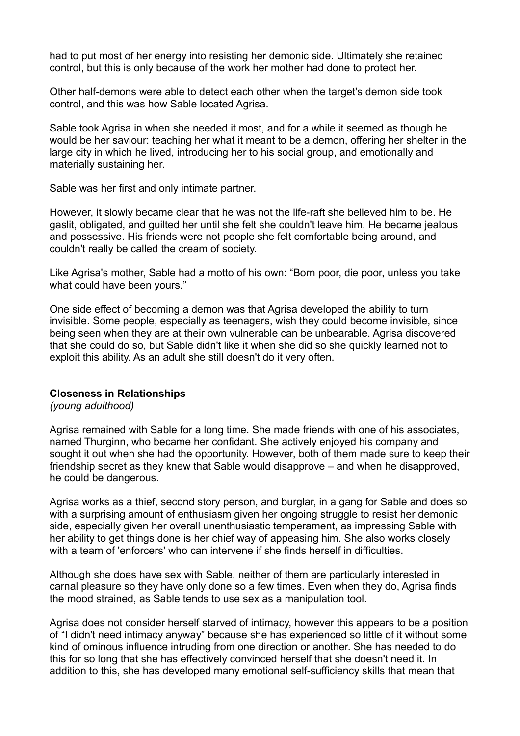had to put most of her energy into resisting her demonic side. Ultimately she retained control, but this is only because of the work her mother had done to protect her.

Other half-demons were able to detect each other when the target's demon side took control, and this was how Sable located Agrisa.

Sable took Agrisa in when she needed it most, and for a while it seemed as though he would be her saviour: teaching her what it meant to be a demon, offering her shelter in the large city in which he lived, introducing her to his social group, and emotionally and materially sustaining her.

Sable was her first and only intimate partner.

However, it slowly became clear that he was not the life-raft she believed him to be. He gaslit, obligated, and guilted her until she felt she couldn't leave him. He became jealous and possessive. His friends were not people she felt comfortable being around, and couldn't really be called the cream of society.

Like Agrisa's mother, Sable had a motto of his own: "Born poor, die poor, unless you take what could have been yours."

One side effect of becoming a demon was that Agrisa developed the ability to turn invisible. Some people, especially as teenagers, wish they could become invisible, since being seen when they are at their own vulnerable can be unbearable. Agrisa discovered that she could do so, but Sable didn't like it when she did so she quickly learned not to exploit this ability. As an adult she still doesn't do it very often.

## Closeness in Relationships

*(young adulthood)*

Agrisa remained with Sable for a long time. She made friends with one of his associates, named Thurginn, who became her confidant. She actively enjoyed his company and sought it out when she had the opportunity. However, both of them made sure to keep their friendship secret as they knew that Sable would disapprove – and when he disapproved, he could be dangerous.

Agrisa works as a thief, second story person, and burglar, in a gang for Sable and does so with a surprising amount of enthusiasm given her ongoing struggle to resist her demonic side, especially given her overall unenthusiastic temperament, as impressing Sable with her ability to get things done is her chief way of appeasing him. She also works closely with a team of 'enforcers' who can intervene if she finds herself in difficulties.

Although she does have sex with Sable, neither of them are particularly interested in carnal pleasure so they have only done so a few times. Even when they do, Agrisa finds the mood strained, as Sable tends to use sex as a manipulation tool.

Agrisa does not consider herself starved of intimacy, however this appears to be a position of "I didn't need intimacy anyway" because she has experienced so little of it without some kind of ominous influence intruding from one direction or another. She has needed to do this for so long that she has effectively convinced herself that she doesn't need it. In addition to this, she has developed many emotional self-sufficiency skills that mean that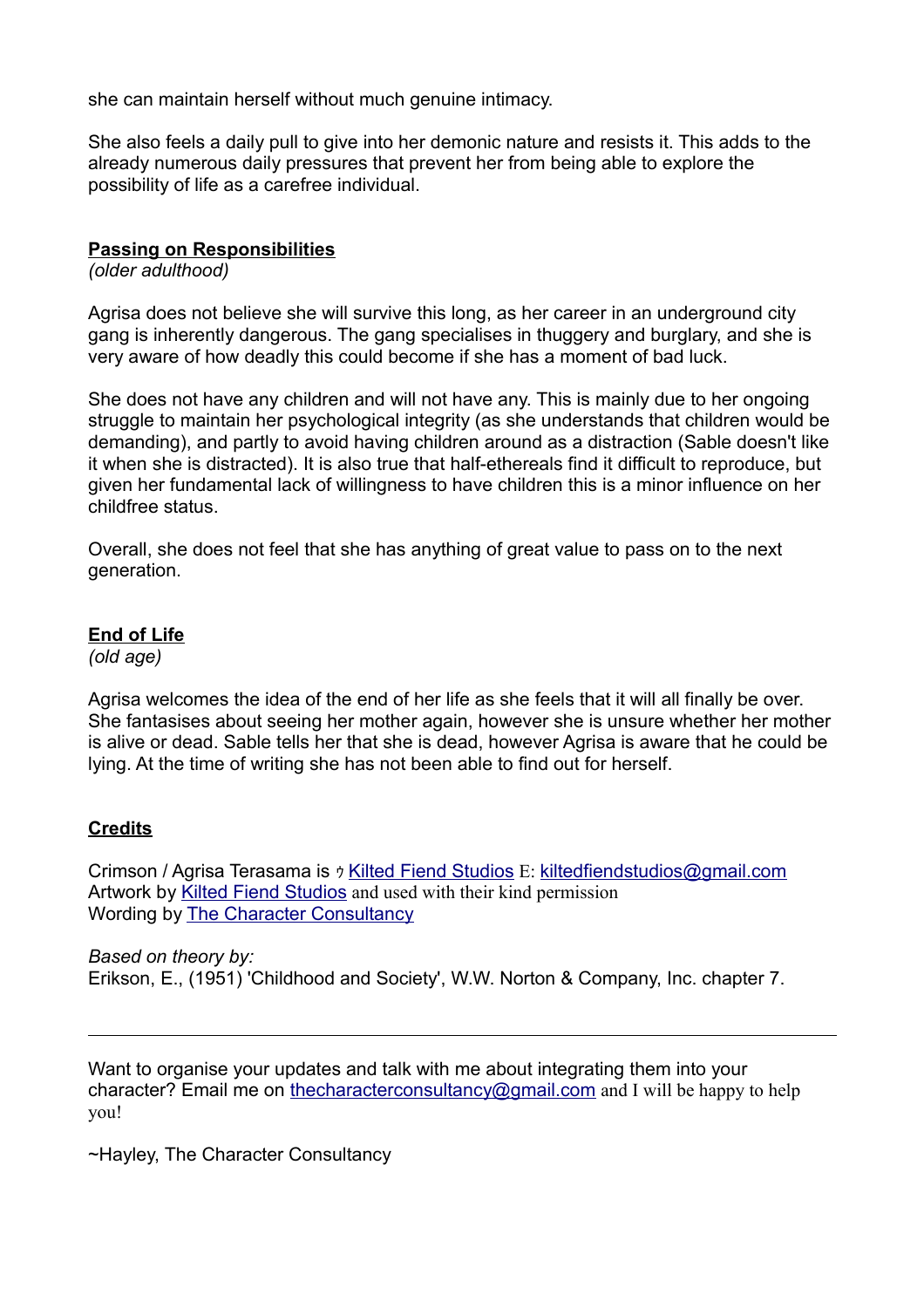she can maintain herself without much genuine intimacy.

She also feels a daily pull to give into her demonic nature and resists it. This adds to the already numerous daily pressures that prevent her from being able to explore the possibility of life as a carefree individual.

**Passing on Responsibilities**

*(older adulthood)*

Agrisa does not believe she will survive this long, as her career in an underground city gang is inherently dangerous. The gang specialises in thuggery and burglary, and she is very aware of how deadly this could become if she has a moment of bad luck.

She does not have any children and will not have any. This is mainly due to her ongoing struggle to maintain her psychological integrity (as she understands that children would be demanding), and partly to avoid having children around as a distraction (Sable doesn't like it when she is distracted). It is also true that half-ethereals find it difficult to reproduce, but given her fundamental lack of willingness to have children this is a minor influence on her childfree status.

Overall, she does not feel that she has anything of great value to pass on to the next generation.

**End of Life**

*(old age)*

Agrisa welcomes the idea of the end of her life as she feels that it will all finally be over. She fantasises about seeing her mother again, however she is unsure whether her mother is alive or dead. Sable tells her that she is dead, however Agrisa is aware that he could be lying. At the time of writing she has not been able to find out for herself.

**Credits**

Crimson / Agrisa Terasama is ｸ Kilted Fiend Studios E: kiltedfiendstudios@gmail.com
Artwork by Kilted Fiend Studios and used with their kind permission
Wording by The Character Consultancy

*Based on theory by:*
Erikson, E., (1951) 'Childhood and Society', W.W. Norton & Company, Inc. chapter 7.

---

Want to organise your updates and talk with me about integrating them into your character? Email me on thecharacterconsultancy@gmail.com and I will be happy to help you!

~Hayley, The Character Consultancy